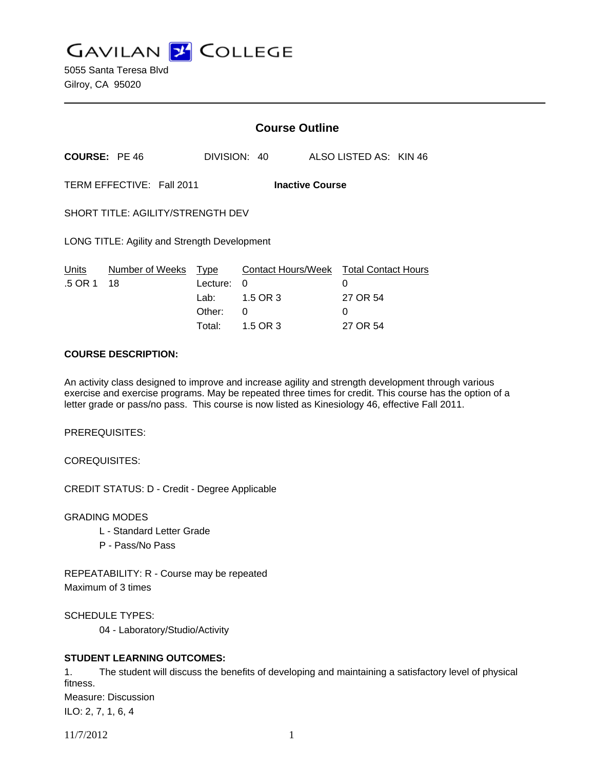# GAVILAN COLLEGE

5055 Santa Teresa Blvd
Gilroy, CA 95020

## Course Outline

**COURSE:** PE 46 DIVISION: 40 ALSO LISTED AS: KIN 46

TERM EFFECTIVE: Fall 2011 **Inactive Course**

SHORT TITLE: AGILITY/STRENGTH DEV

LONG TITLE: Agility and Strength Development

| Units | Number of Weeks | Type | Contact Hours/Week | Total Contact Hours |
|---|---|---|---|---|
| .5 OR 1 | 18 | Lecture: | 0 | 0 |
| | | Lab: | 1.5 OR 3 | 27 OR 54 |
| | | Other: | 0 | 0 |
| | | Total: | 1.5 OR 3 | 27 OR 54 |

**COURSE DESCRIPTION:**

An activity class designed to improve and increase agility and strength development through various exercise and exercise programs. May be repeated three times for credit. This course has the option of a letter grade or pass/no pass. This course is now listed as Kinesiology 46, effective Fall 2011.

PREREQUISITES:

COREQUISITES:

CREDIT STATUS: D - Credit - Degree Applicable

GRADING MODES
- L - Standard Letter Grade
- P - Pass/No Pass

REPEATABILITY: R - Course may be repeated
Maximum of 3 times

SCHEDULE TYPES:
- 04 - Laboratory/Studio/Activity

**STUDENT LEARNING OUTCOMES:**

1. The student will discuss the benefits of developing and maintaining a satisfactory level of physical fitness.
Measure: Discussion
ILO: 2, 7, 1, 6, 4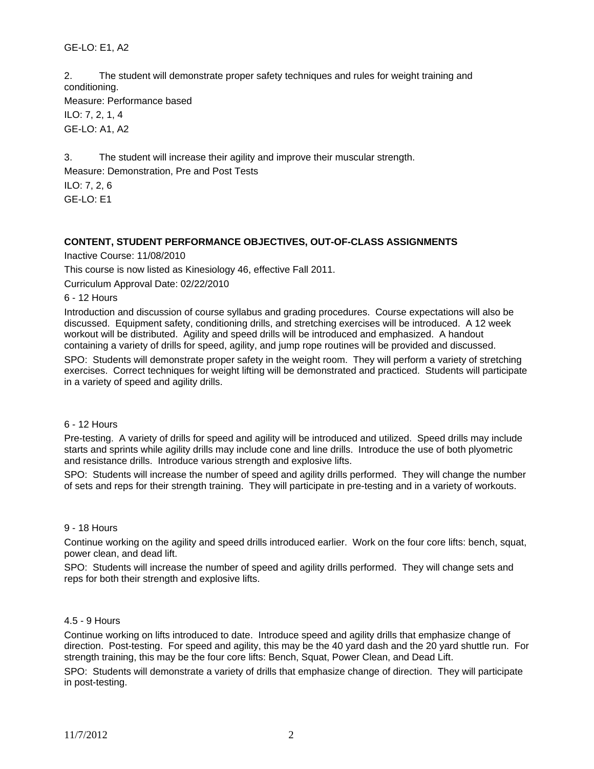GE-LO: E1, A2

2. The student will demonstrate proper safety techniques and rules for weight training and conditioning.

Measure: Performance based

ILO: 7, 2, 1, 4

GE-LO: A1, A2

3. The student will increase their agility and improve their muscular strength.

Measure: Demonstration, Pre and Post Tests

ILO: 7, 2, 6

GE-LO: E1

**CONTENT, STUDENT PERFORMANCE OBJECTIVES, OUT-OF-CLASS ASSIGNMENTS**

Inactive Course: 11/08/2010

This course is now listed as Kinesiology 46, effective Fall 2011.

Curriculum Approval Date: 02/22/2010

6 - 12 Hours

Introduction and discussion of course syllabus and grading procedures. Course expectations will also be discussed. Equipment safety, conditioning drills, and stretching exercises will be introduced. A 12 week workout will be distributed. Agility and speed drills will be introduced and emphasized. A handout containing a variety of drills for speed, agility, and jump rope routines will be provided and discussed.

SPO: Students will demonstrate proper safety in the weight room. They will perform a variety of stretching exercises. Correct techniques for weight lifting will be demonstrated and practiced. Students will participate in a variety of speed and agility drills.

6 - 12 Hours

Pre-testing. A variety of drills for speed and agility will be introduced and utilized. Speed drills may include starts and sprints while agility drills may include cone and line drills. Introduce the use of both plyometric and resistance drills. Introduce various strength and explosive lifts.

SPO: Students will increase the number of speed and agility drills performed. They will change the number of sets and reps for their strength training. They will participate in pre-testing and in a variety of workouts.

9 - 18 Hours

Continue working on the agility and speed drills introduced earlier. Work on the four core lifts: bench, squat, power clean, and dead lift.

SPO: Students will increase the number of speed and agility drills performed. They will change sets and reps for both their strength and explosive lifts.

4.5 - 9 Hours

Continue working on lifts introduced to date. Introduce speed and agility drills that emphasize change of direction. Post-testing. For speed and agility, this may be the 40 yard dash and the 20 yard shuttle run. For strength training, this may be the four core lifts: Bench, Squat, Power Clean, and Dead Lift.

SPO: Students will demonstrate a variety of drills that emphasize change of direction. They will participate in post-testing.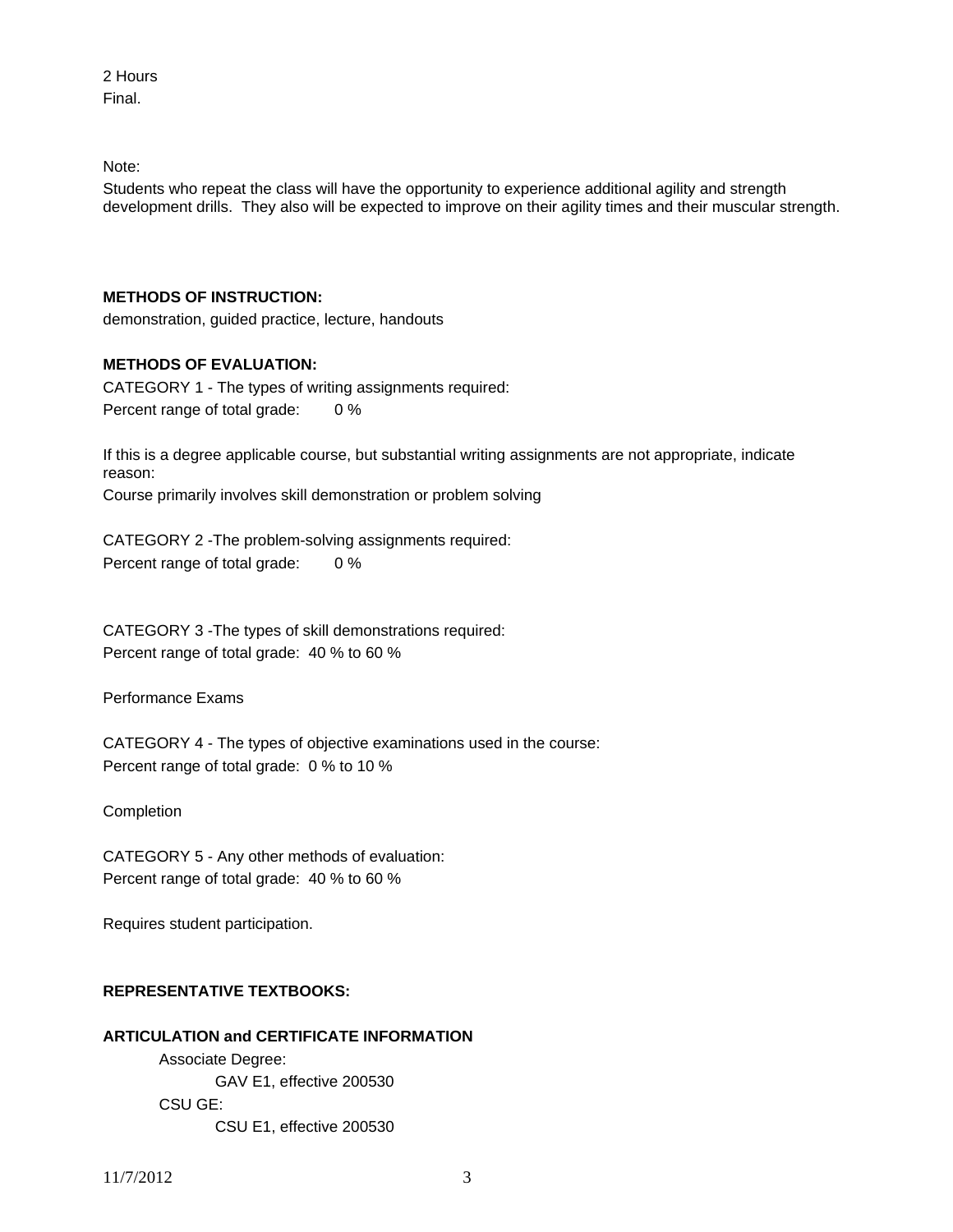2 Hours
Final.

Note:

Students who repeat the class will have the opportunity to experience additional agility and strength development drills. They also will be expected to improve on their agility times and their muscular strength.

**METHODS OF INSTRUCTION:**

demonstration, guided practice, lecture, handouts

**METHODS OF EVALUATION:**

CATEGORY 1 - The types of writing assignments required:
Percent range of total grade: 0 %

If this is a degree applicable course, but substantial writing assignments are not appropriate, indicate reason:
Course primarily involves skill demonstration or problem solving

CATEGORY 2 -The problem-solving assignments required:
Percent range of total grade: 0 %

CATEGORY 3 -The types of skill demonstrations required:
Percent range of total grade: 40 % to 60 %

Performance Exams

CATEGORY 4 - The types of objective examinations used in the course:
Percent range of total grade: 0 % to 10 %

Completion

CATEGORY 5 - Any other methods of evaluation:
Percent range of total grade: 40 % to 60 %

Requires student participation.

**REPRESENTATIVE TEXTBOOKS:**

**ARTICULATION and CERTIFICATE INFORMATION**

- Associate Degree:
  - GAV E1, effective 200530
- CSU GE:
  - CSU E1, effective 200530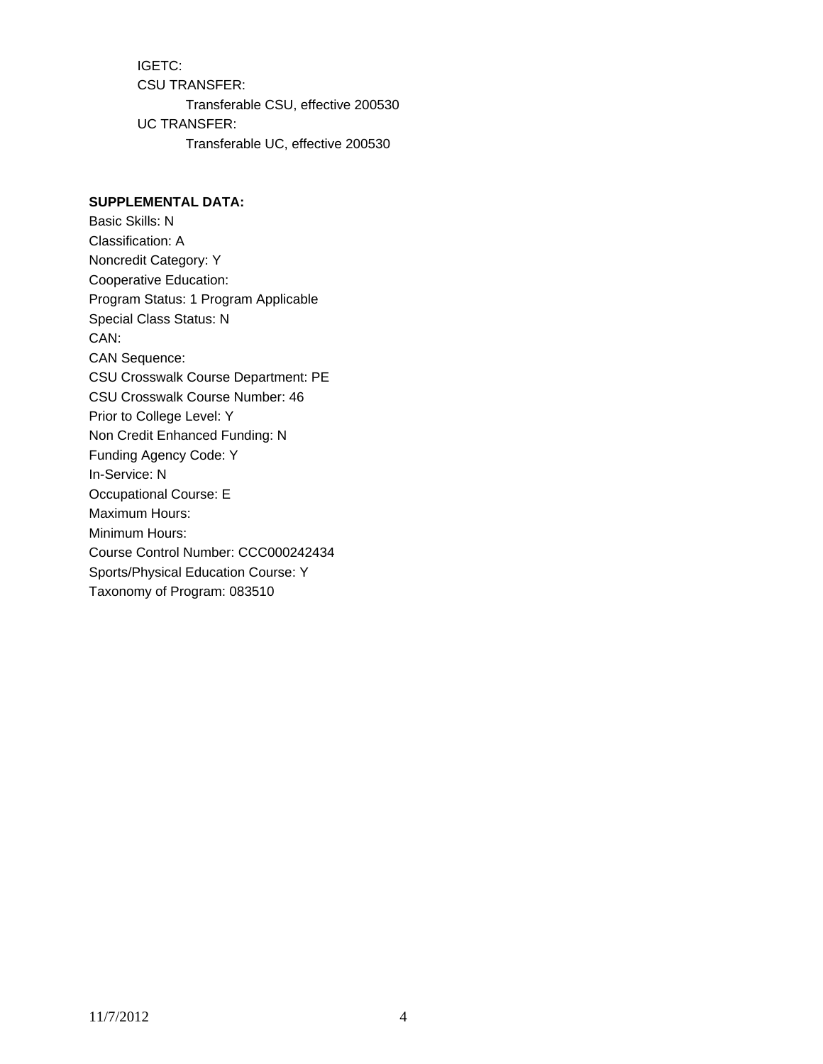IGETC:

CSU TRANSFER:

Transferable CSU, effective 200530

UC TRANSFER:

Transferable UC, effective 200530

**SUPPLEMENTAL DATA:**

Basic Skills: N
Classification: A
Noncredit Category: Y
Cooperative Education:
Program Status: 1 Program Applicable
Special Class Status: N
CAN:
CAN Sequence:
CSU Crosswalk Course Department: PE
CSU Crosswalk Course Number: 46
Prior to College Level: Y
Non Credit Enhanced Funding: N
Funding Agency Code: Y
In-Service: N
Occupational Course: E
Maximum Hours:
Minimum Hours:
Course Control Number: CCC000242434
Sports/Physical Education Course: Y
Taxonomy of Program: 083510